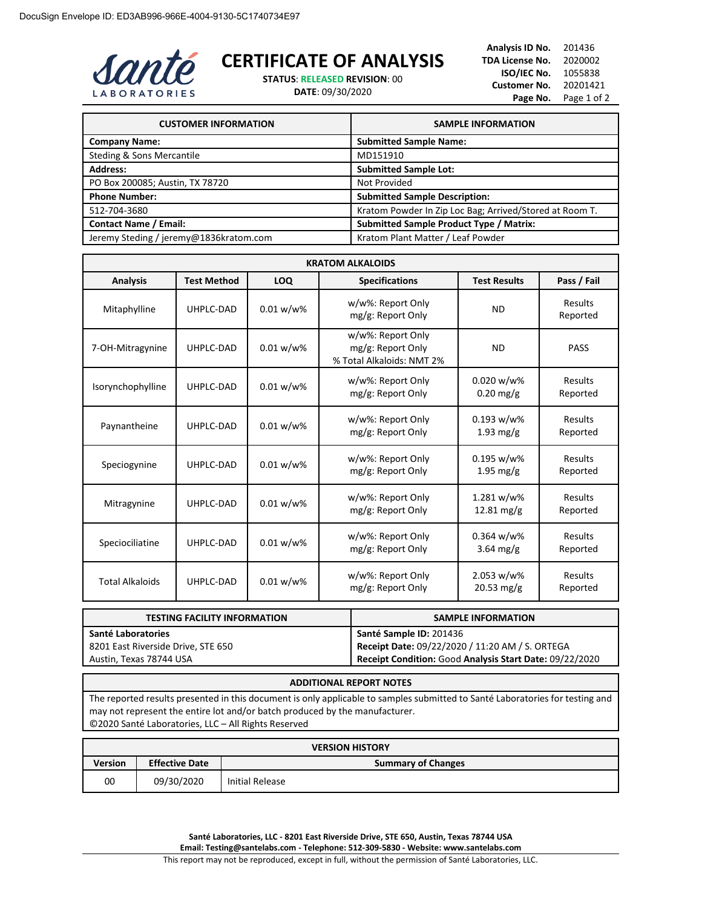DocuSign Envelope ID: ED3AB996-966E-4004-9130-5C1740734E97

Santé LABORATORIES

# CERTIFICATE OF ANALYSIS

**STATUS**: RELEASED **REVISION**: 00
**DATE**: 09/30/2020

| | |
|---|---|
| **Analysis ID No.** | 201436 |
| **TDA License No.** | 2020002 |
| **ISO/IEC No.** | 1055838 |
| **Customer No.** | 20201421 |
| **Page No.** | Page 1 of 2 |

| CUSTOMER INFORMATION | SAMPLE INFORMATION |
|---|---|
| **Company Name:** | **Submitted Sample Name:** |
| Steding & Sons Mercantile | MD151910 |
| **Address:** | **Submitted Sample Lot:** |
| PO Box 200085; Austin, TX 78720 | Not Provided |
| **Phone Number:** | **Submitted Sample Description:** |
| 512-704-3680 | Kratom Powder In Zip Loc Bag; Arrived/Stored at Room T. |
| **Contact Name / Email:** | **Submitted Sample Product Type / Matrix:** |
| Jeremy Steding / jeremy@1836kratom.com | Kratom Plant Matter / Leaf Powder |

**KRATOM ALKALOIDS**

| Analysis | Test Method | LOQ | Specifications | Test Results | Pass / Fail |
|---|---|---|---|---|---|
| Mitaphylline | UHPLC-DAD | 0.01 w/w% | w/w%: Report Only<br>mg/g: Report Only | ND | Results Reported |
| 7-OH-Mitragynine | UHPLC-DAD | 0.01 w/w% | w/w%: Report Only<br>mg/g: Report Only<br>% Total Alkaloids: NMT 2% | ND | PASS |
| Isorynchophylline | UHPLC-DAD | 0.01 w/w% | w/w%: Report Only<br>mg/g: Report Only | 0.020 w/w%<br>0.20 mg/g | Results Reported |
| Paynantheine | UHPLC-DAD | 0.01 w/w% | w/w%: Report Only<br>mg/g: Report Only | 0.193 w/w%<br>1.93 mg/g | Results Reported |
| Speciogynine | UHPLC-DAD | 0.01 w/w% | w/w%: Report Only<br>mg/g: Report Only | 0.195 w/w%<br>1.95 mg/g | Results Reported |
| Mitragynine | UHPLC-DAD | 0.01 w/w% | w/w%: Report Only<br>mg/g: Report Only | 1.281 w/w%<br>12.81 mg/g | Results Reported |
| Speciociliatine | UHPLC-DAD | 0.01 w/w% | w/w%: Report Only<br>mg/g: Report Only | 0.364 w/w%<br>3.64 mg/g | Results Reported |
| Total Alkaloids | UHPLC-DAD | 0.01 w/w% | w/w%: Report Only<br>mg/g: Report Only | 2.053 w/w%<br>20.53 mg/g | Results Reported |

| TESTING FACILITY INFORMATION | SAMPLE INFORMATION |
|---|---|
| **Santé Laboratories**<br>8201 East Riverside Drive, STE 650<br>Austin, Texas 78744 USA | **Santé Sample ID:** 201436<br>**Receipt Date:** 09/22/2020 / 11:20 AM / S. ORTEGA<br>**Receipt Condition:** Good **Analysis Start Date:** 09/22/2020 |

**ADDITIONAL REPORT NOTES**

The reported results presented in this document is only applicable to samples submitted to Santé Laboratories for testing and may not represent the entire lot and/or batch produced by the manufacturer.
©2020 Santé Laboratories, LLC – All Rights Reserved

**VERSION HISTORY**

| Version | Effective Date | Summary of Changes |
|---|---|---|
| 00 | 09/30/2020 | Initial Release |

**Santé Laboratories, LLC - 8201 East Riverside Drive, STE 650, Austin, Texas 78744 USA**
**Email: Testing@santelabs.com - Telephone: 512-309-5830 - Website: www.santelabs.com**
This report may not be reproduced, except in full, without the permission of Santé Laboratories, LLC.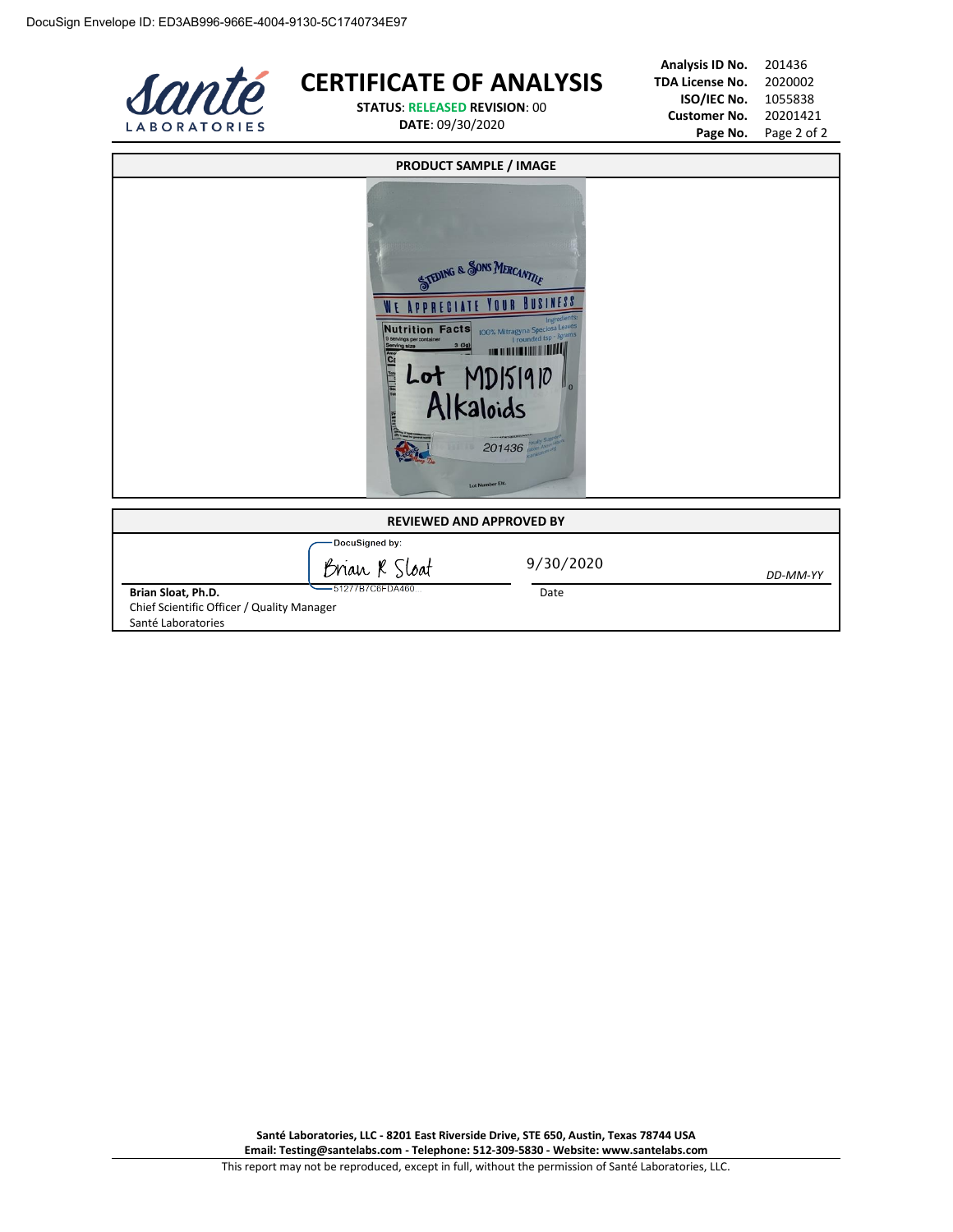DocuSign Envelope ID: ED3AB996-966E-4004-9130-5C1740734E97

# CERTIFICATE OF ANALYSIS

**STATUS**: **RELEASED** **REVISION**: 00
**DATE**: 09/30/2020

| | |
|---|---|
| **Analysis ID No.** | 201436 |
| **TDA License No.** | 2020002 |
| **ISO/IEC No.** | 1055838 |
| **Customer No.** | 20201421 |
| **Page No.** | Page 2 of 2 |

## PRODUCT SAMPLE / IMAGE

## REVIEWED AND APPROVED BY

DocuSigned by:
Brian R Sloat
51277B7C6FDA460...

**Brian Sloat, Ph.D.**
Chief Scientific Officer / Quality Manager
Santé Laboratories

9/30/2020
Date

*DD-MM-YY*

**Santé Laboratories, LLC - 8201 East Riverside Drive, STE 650, Austin, Texas 78744 USA**
**Email: Testing@santelabs.com - Telephone: 512-309-5830 - Website: www.santelabs.com**

This report may not be reproduced, except in full, without the permission of Santé Laboratories, LLC.